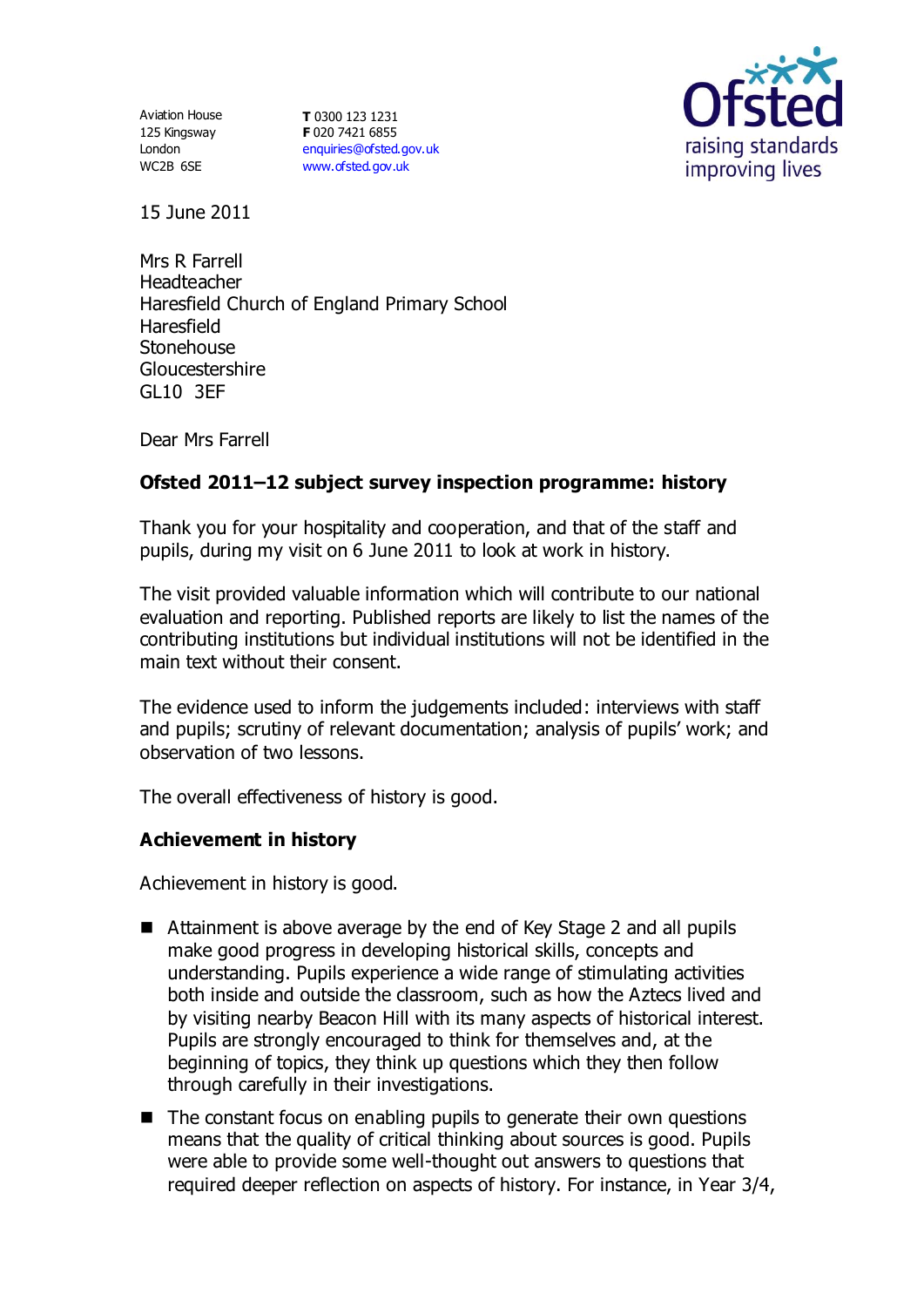Aviation House
125 Kingsway
London
WC2B 6SE

**T** 0300 123 1231
**F** 020 7421 6855
enquiries@ofsted.gov.uk
www.ofsted.gov.uk

15 June 2011

Mrs R Farrell
Headteacher
Haresfield Church of England Primary School
Haresfield
Stonehouse
Gloucestershire
GL10 3EF

Dear Mrs Farrell

**Ofsted 2011–12 subject survey inspection programme: history**

Thank you for your hospitality and cooperation, and that of the staff and pupils, during my visit on 6 June 2011 to look at work in history.

The visit provided valuable information which will contribute to our national evaluation and reporting. Published reports are likely to list the names of the contributing institutions but individual institutions will not be identified in the main text without their consent.

The evidence used to inform the judgements included: interviews with staff and pupils; scrutiny of relevant documentation; analysis of pupils' work; and observation of two lessons.

The overall effectiveness of history is good.

**Achievement in history**

Achievement in history is good.

- Attainment is above average by the end of Key Stage 2 and all pupils make good progress in developing historical skills, concepts and understanding. Pupils experience a wide range of stimulating activities both inside and outside the classroom, such as how the Aztecs lived and by visiting nearby Beacon Hill with its many aspects of historical interest. Pupils are strongly encouraged to think for themselves and, at the beginning of topics, they think up questions which they then follow through carefully in their investigations.
- The constant focus on enabling pupils to generate their own questions means that the quality of critical thinking about sources is good. Pupils were able to provide some well-thought out answers to questions that required deeper reflection on aspects of history. For instance, in Year 3/4,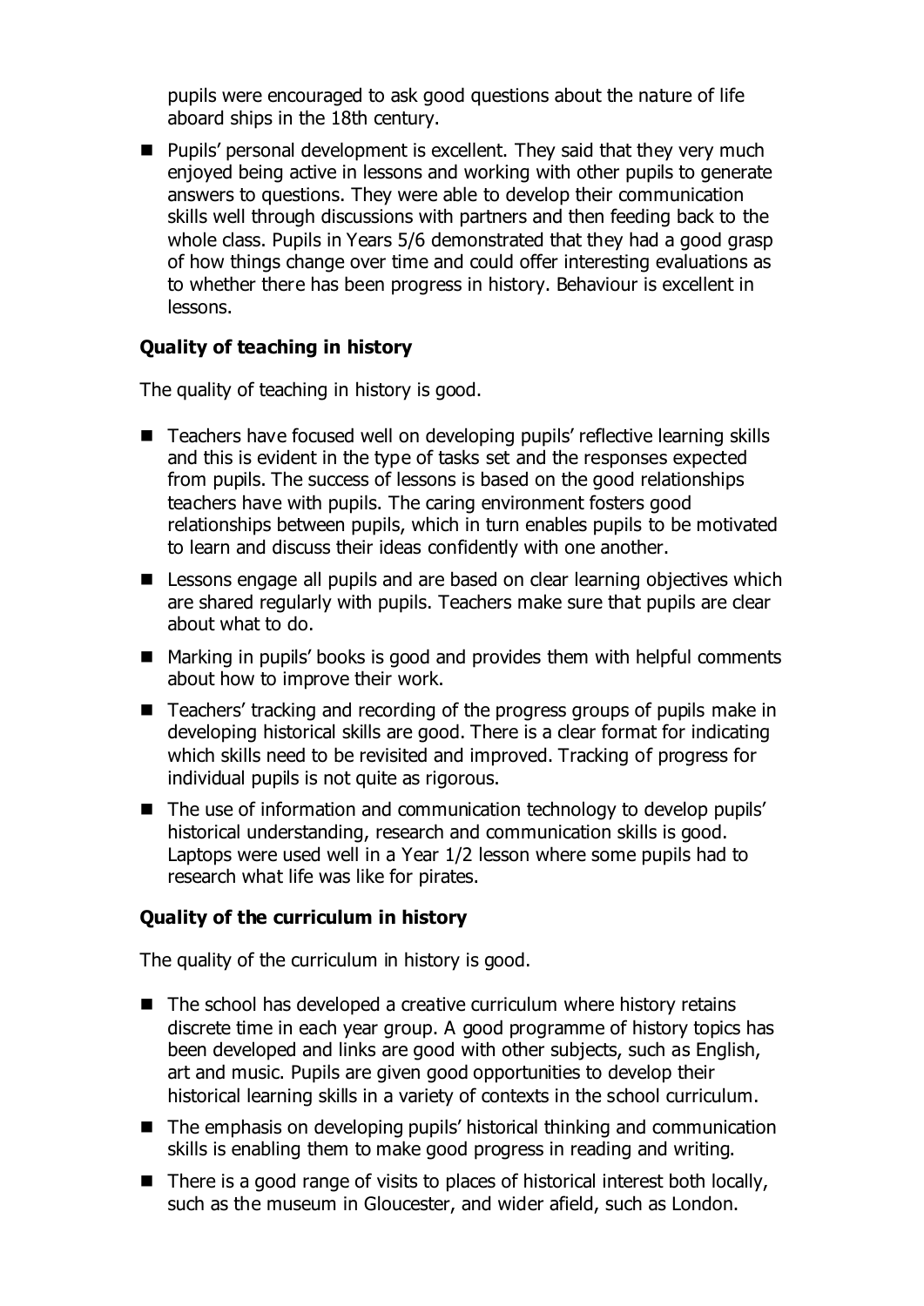pupils were encouraged to ask good questions about the nature of life aboard ships in the 18th century.

- Pupils' personal development is excellent. They said that they very much enjoyed being active in lessons and working with other pupils to generate answers to questions. They were able to develop their communication skills well through discussions with partners and then feeding back to the whole class. Pupils in Years 5/6 demonstrated that they had a good grasp of how things change over time and could offer interesting evaluations as to whether there has been progress in history. Behaviour is excellent in lessons.

### Quality of teaching in history

The quality of teaching in history is good.

- Teachers have focused well on developing pupils' reflective learning skills and this is evident in the type of tasks set and the responses expected from pupils. The success of lessons is based on the good relationships teachers have with pupils. The caring environment fosters good relationships between pupils, which in turn enables pupils to be motivated to learn and discuss their ideas confidently with one another.
- Lessons engage all pupils and are based on clear learning objectives which are shared regularly with pupils. Teachers make sure that pupils are clear about what to do.
- Marking in pupils' books is good and provides them with helpful comments about how to improve their work.
- Teachers' tracking and recording of the progress groups of pupils make in developing historical skills are good. There is a clear format for indicating which skills need to be revisited and improved. Tracking of progress for individual pupils is not quite as rigorous.
- The use of information and communication technology to develop pupils' historical understanding, research and communication skills is good. Laptops were used well in a Year 1/2 lesson where some pupils had to research what life was like for pirates.

### Quality of the curriculum in history

The quality of the curriculum in history is good.

- The school has developed a creative curriculum where history retains discrete time in each year group. A good programme of history topics has been developed and links are good with other subjects, such as English, art and music. Pupils are given good opportunities to develop their historical learning skills in a variety of contexts in the school curriculum.
- The emphasis on developing pupils' historical thinking and communication skills is enabling them to make good progress in reading and writing.
- There is a good range of visits to places of historical interest both locally, such as the museum in Gloucester, and wider afield, such as London.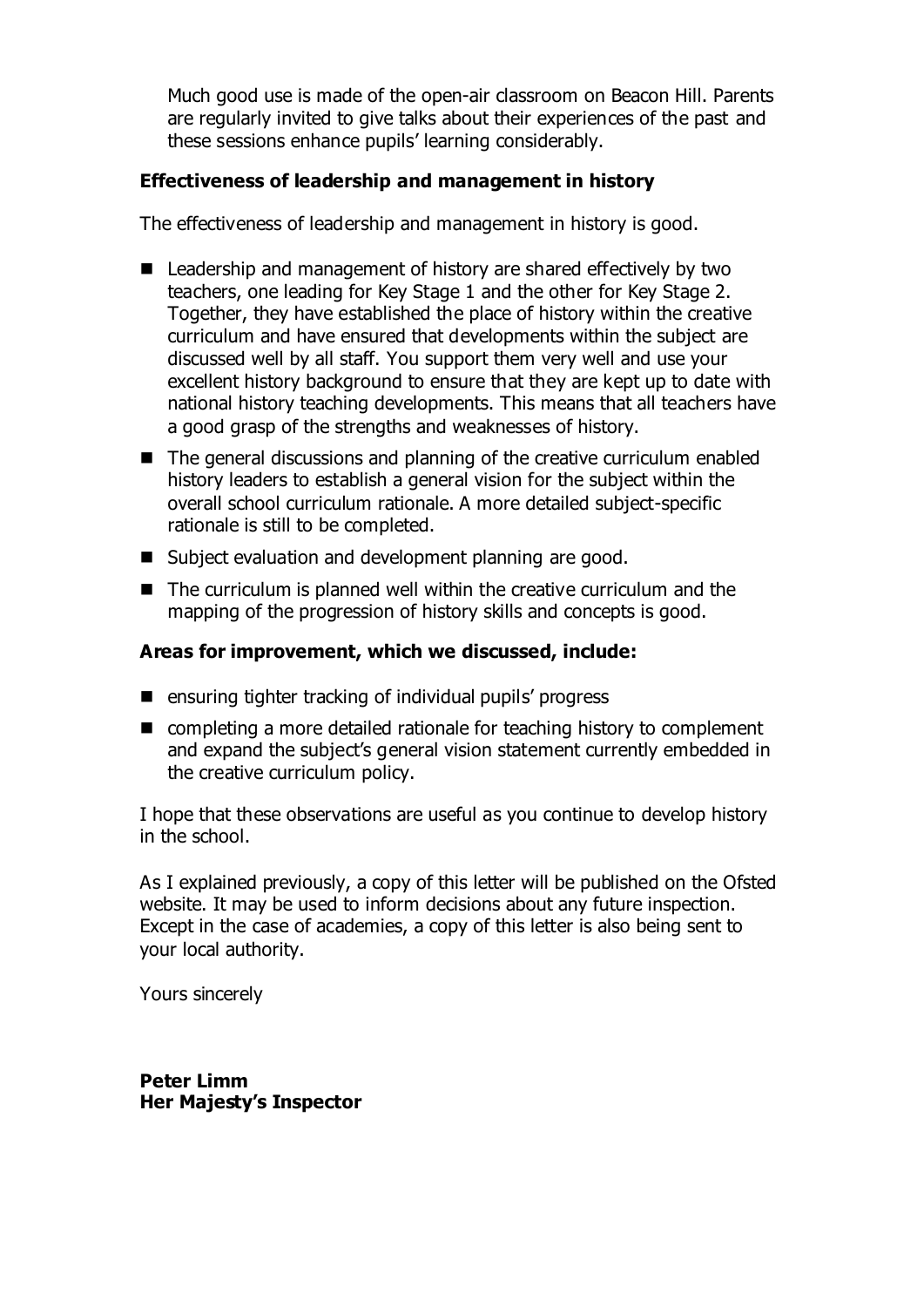Much good use is made of the open-air classroom on Beacon Hill. Parents are regularly invited to give talks about their experiences of the past and these sessions enhance pupils' learning considerably.

**Effectiveness of leadership and management in history**

The effectiveness of leadership and management in history is good.

- Leadership and management of history are shared effectively by two teachers, one leading for Key Stage 1 and the other for Key Stage 2. Together, they have established the place of history within the creative curriculum and have ensured that developments within the subject are discussed well by all staff. You support them very well and use your excellent history background to ensure that they are kept up to date with national history teaching developments. This means that all teachers have a good grasp of the strengths and weaknesses of history.
- The general discussions and planning of the creative curriculum enabled history leaders to establish a general vision for the subject within the overall school curriculum rationale. A more detailed subject-specific rationale is still to be completed.
- Subject evaluation and development planning are good.
- The curriculum is planned well within the creative curriculum and the mapping of the progression of history skills and concepts is good.

**Areas for improvement, which we discussed, include:**

- ensuring tighter tracking of individual pupils' progress
- completing a more detailed rationale for teaching history to complement and expand the subject's general vision statement currently embedded in the creative curriculum policy.

I hope that these observations are useful as you continue to develop history in the school.

As I explained previously, a copy of this letter will be published on the Ofsted website. It may be used to inform decisions about any future inspection. Except in the case of academies, a copy of this letter is also being sent to your local authority.

Yours sincerely

**Peter Limm**
**Her Majesty's Inspector**